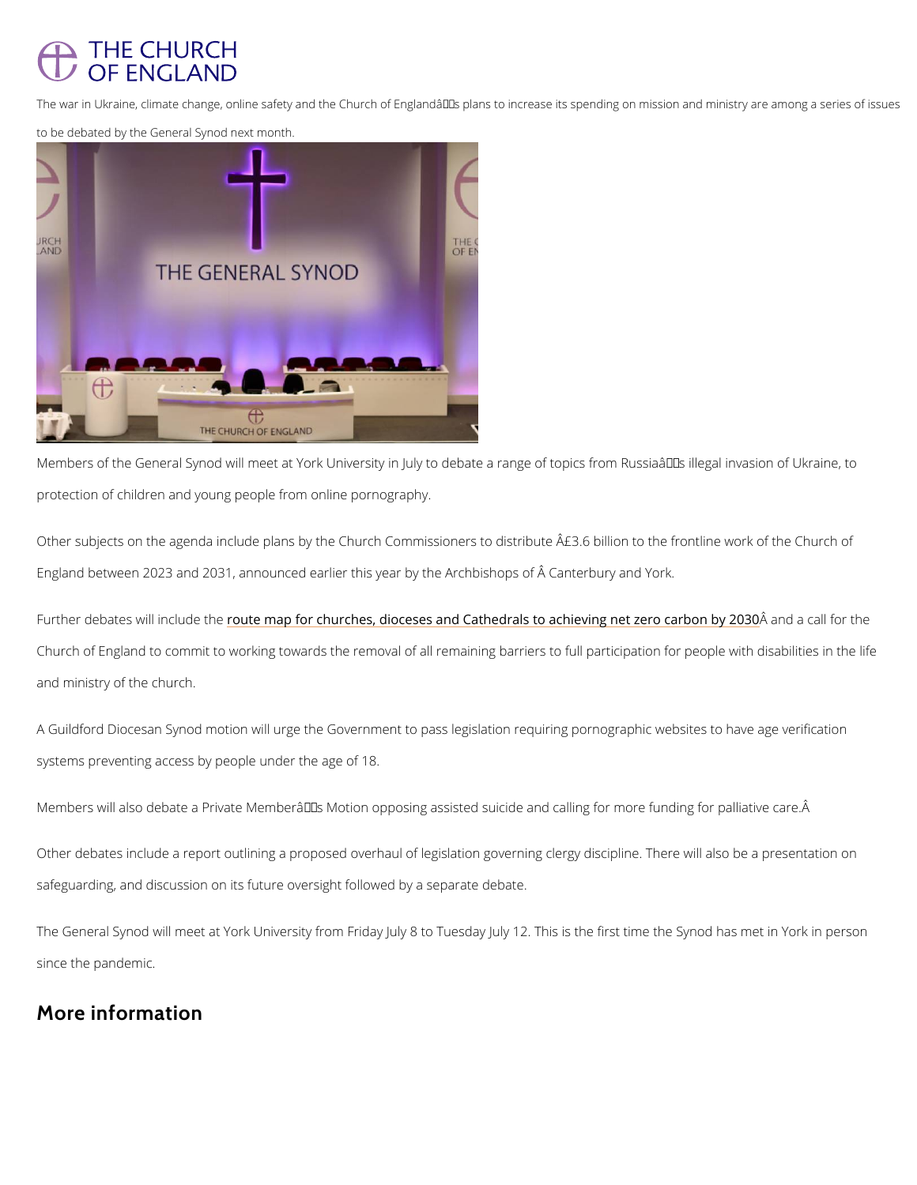The war in Ukraine, climate change, online safety and the Church of Englandâs plans to increase its spending on mission and ministry are among a series of issues to be debated by the General Synod next month.

Members of the General Synod will meet at York University in July to debate a range of topics from Russiaâs illegal invasion of Ukraine, to protection of children and young people from online pornography.

Other subjects on the agenda include plans by the Church Commissioners to distribute Â£3.6 billion to the frontline work of the Church of England between 2023 and 2031, announced earlier this year by the Archbishops of Â Canterbury and York.

Further debates will include the route map for churches, dioceses and Cathedrals to achieving net zero carbon by 2030Â and a call for the Church of England to commit to working towards the removal of all remaining barriers to full participation for people with disabilities in the life and ministry of the church.

A Guildford Diocesan Synod motion will urge the Government to pass legislation requiring pornographic websites to have age verification systems preventing access by people under the age of 18.

Members will also debate a Private Memberâs Motion opposing assisted suicide and calling for more funding for palliative care.Â

Other debates include a report outlining a proposed overhaul of legislation governing clergy discipline. There will also be a presentation on safeguarding, and discussion on its future oversight followed by a separate debate.

The General Synod will meet at York University from Friday July 8 to Tuesday July 12. This is the first time the Synod has met in York in person since the pandemic.

## More information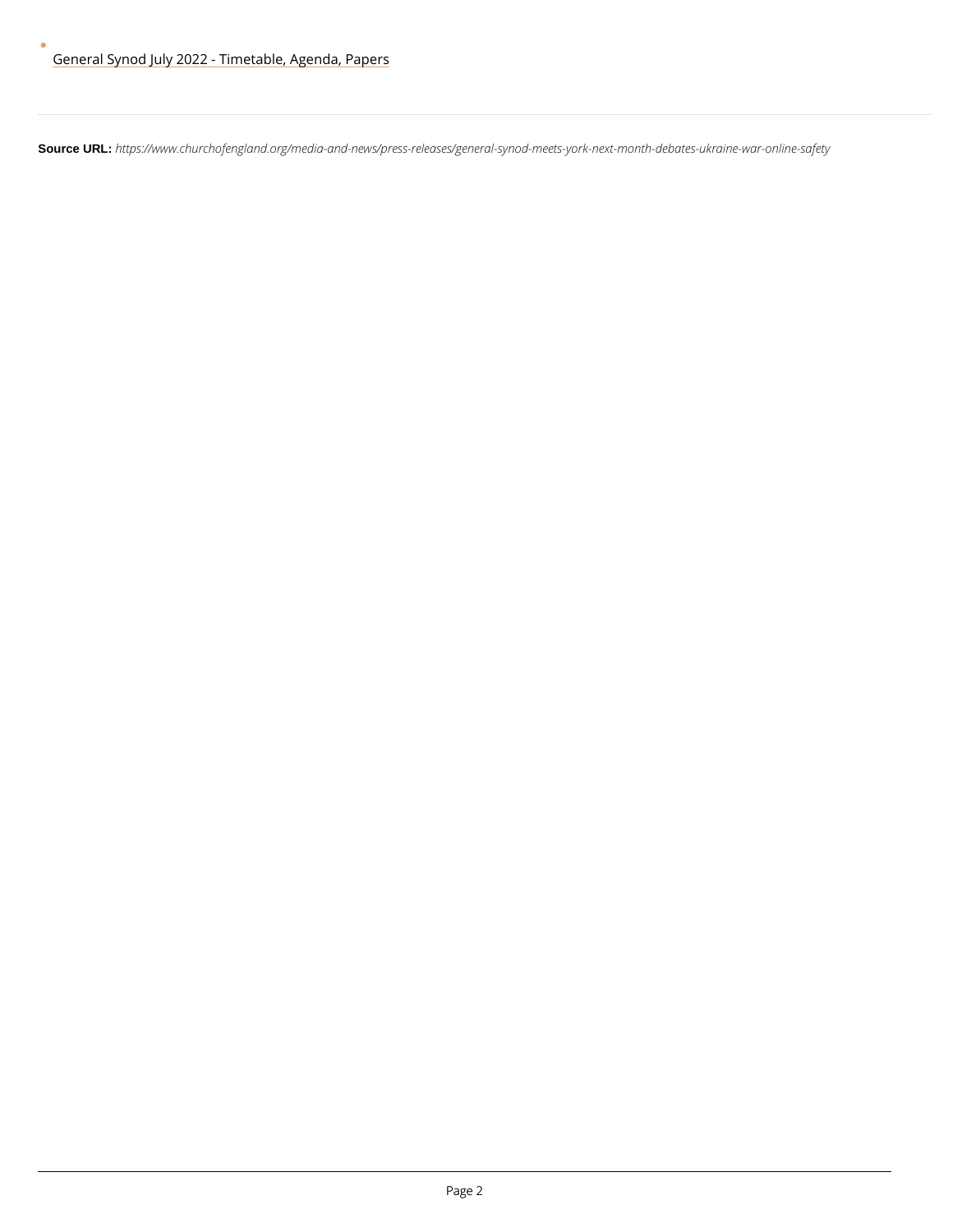- General Synod July 2022 - Timetable, Agenda, Papers

---

**Source URL:** *https://www.churchofengland.org/media-and-news/press-releases/general-synod-meets-york-next-month-debates-ukraine-war-online-safety*